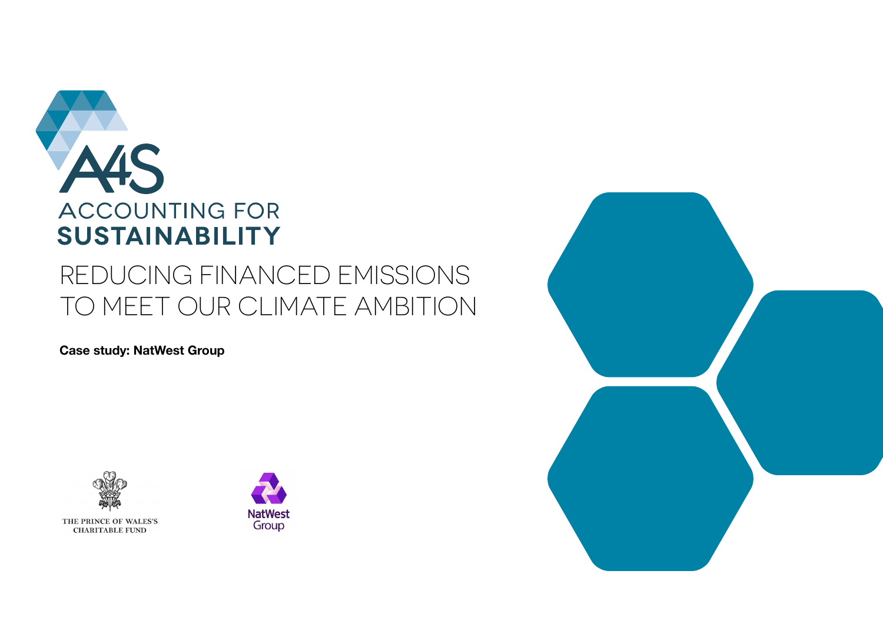A4S

ACCOUNTING FOR **SUSTAINABILITY**

# REDUCING FINANCED EMISSIONS TO MEET OUR CLIMATE AMBITION

**Case study: NatWest Group**

THE PRINCE OF WALES'S CHARITABLE FUND

NatWest Group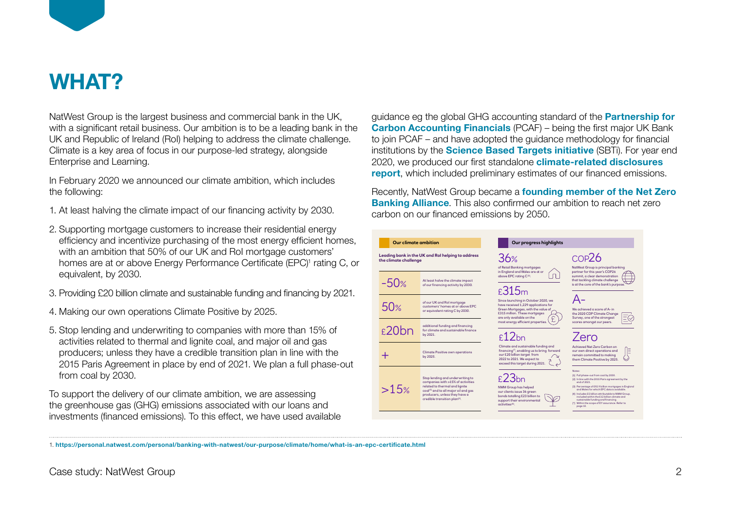# WHAT?

NatWest Group is the largest business and commercial bank in the UK, with a significant retail business. Our ambition is to be a leading bank in the UK and Republic of Ireland (RoI) helping to address the climate challenge. Climate is a key area of focus in our purpose-led strategy, alongside Enterprise and Learning.

In February 2020 we announced our climate ambition, which includes the following:

1. At least halving the climate impact of our financing activity by 2030.
2. Supporting mortgage customers to increase their residential energy efficiency and incentivize purchasing of the most energy efficient homes, with an ambition that 50% of our UK and RoI mortgage customers' homes are at or above Energy Performance Certificate (EPC)[1] rating C, or equivalent, by 2030.
3. Providing £20 billion climate and sustainable funding and financing by 2021.
4. Making our own operations Climate Positive by 2025.
5. Stop lending and underwriting to companies with more than 15% of activities related to thermal and lignite coal, and major oil and gas producers; unless they have a credible transition plan in line with the 2015 Paris Agreement in place by end of 2021. We plan a full phase-out from coal by 2030.

To support the delivery of our climate ambition, we are assessing the greenhouse gas (GHG) emissions associated with our loans and investments (financed emissions). To this effect, we have used available guidance eg the global GHG accounting standard of the **Partnership for Carbon Accounting Financials** (PCAF) – being the first major UK Bank to join PCAF – and have adopted the guidance methodology for financial institutions by the **Science Based Targets initiative** (SBTi). For year end 2020, we produced our first standalone **climate-related disclosures report**, which included preliminary estimates of our financed emissions.

Recently, NatWest Group became a **founding member of the Net Zero Banking Alliance**. This also confirmed our ambition to reach net zero carbon on our financed emissions by 2050.

**Our climate ambition**

**Leading bank in the UK and RoI helping to address the climate challenge**

| | |
|---|---|
| -50% | At least halve the climate impact of our financing activity by 2030. |
| 50% | of our UK and RoI mortgage customers' homes at or above EPC or equivalent rating C by 2030. |
| £20bn | additional funding and financing for climate and sustainable finance by 2021. |
| + | Climate Positive own operations by 2025. |
| >15% | Stop lending and underwriting to companies with >15% of activities related to thermal and lignite coal[1] and to all major oil and gas producers, unless they have a credible transition plan[2]. |

**Our progress highlights**

**36%** of Retail Banking mortgages in England and Wales are at or above EPC rating C[3].

**£315m** Since launching in October 2020, we have received 1,229 applications for Green Mortgages, with the value of £315 million. These mortgages are only available on the most energy efficient properties.

**£12bn** Climate and sustainable funding and financing[*], enabling us to bring forward our £20 billion target from 2022 to 2021. We expect to exceed this target during 2021.

**£23bn** NWM Group has helped our clients issue 36 green bonds totalling £23 billion to support their environmental activities[4].

**COP26** NatWest Group is principal banking partner for this year's COP26 summit, a clear demonstration that tackling climate challenge is at the core of the bank's purpose.

**A-** We achieved a score of A- in the 2020 CDP Climate Change Survey, one of the strongest scores amongst our peers.

**Zero** Achieved Net Zero Carbon on our own direct operations and remain committed to making them Climate Positive by 2025.

Notes:
(1) Full phase-out from coal by 2030.
(2) In line with the 2015 Paris agreement by the end of 2021.
(3) Percentage of £92.9 billion mortgages in England and Wales for which EPC data is available.
(4) Includes £5 billion attributable to NWM Group, included within the £12 billion climate and sustainable funding and financing.
(*) Within the scope of EY assurance. Refer to page 10.

1. https://personal.natwest.com/personal/banking-with-natwest/our-purpose/climate/home/what-is-an-epc-certificate.html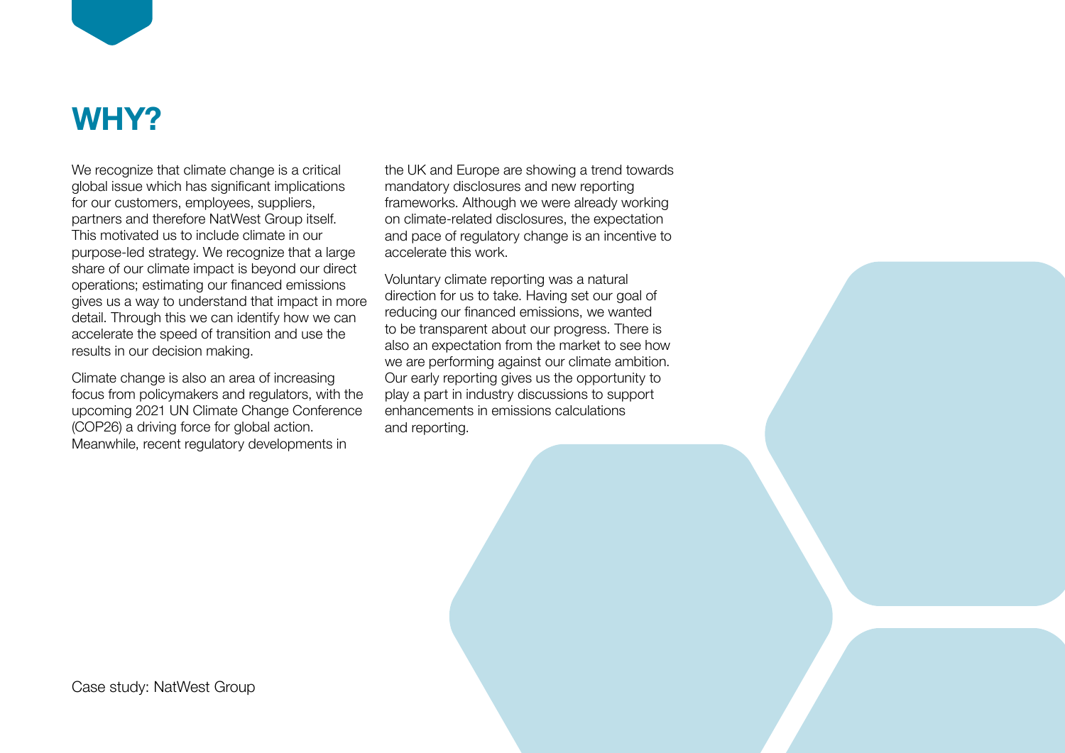# WHY?

We recognize that climate change is a critical global issue which has significant implications for our customers, employees, suppliers, partners and therefore NatWest Group itself. This motivated us to include climate in our purpose-led strategy. We recognize that a large share of our climate impact is beyond our direct operations; estimating our financed emissions gives us a way to understand that impact in more detail. Through this we can identify how we can accelerate the speed of transition and use the results in our decision making.

Climate change is also an area of increasing focus from policymakers and regulators, with the upcoming 2021 UN Climate Change Conference (COP26) a driving force for global action. Meanwhile, recent regulatory developments in the UK and Europe are showing a trend towards mandatory disclosures and new reporting frameworks. Although we were already working on climate-related disclosures, the expectation and pace of regulatory change is an incentive to accelerate this work.

Voluntary climate reporting was a natural direction for us to take. Having set our goal of reducing our financed emissions, we wanted to be transparent about our progress. There is also an expectation from the market to see how we are performing against our climate ambition. Our early reporting gives us the opportunity to play a part in industry discussions to support enhancements in emissions calculations and reporting.

Case study: NatWest Group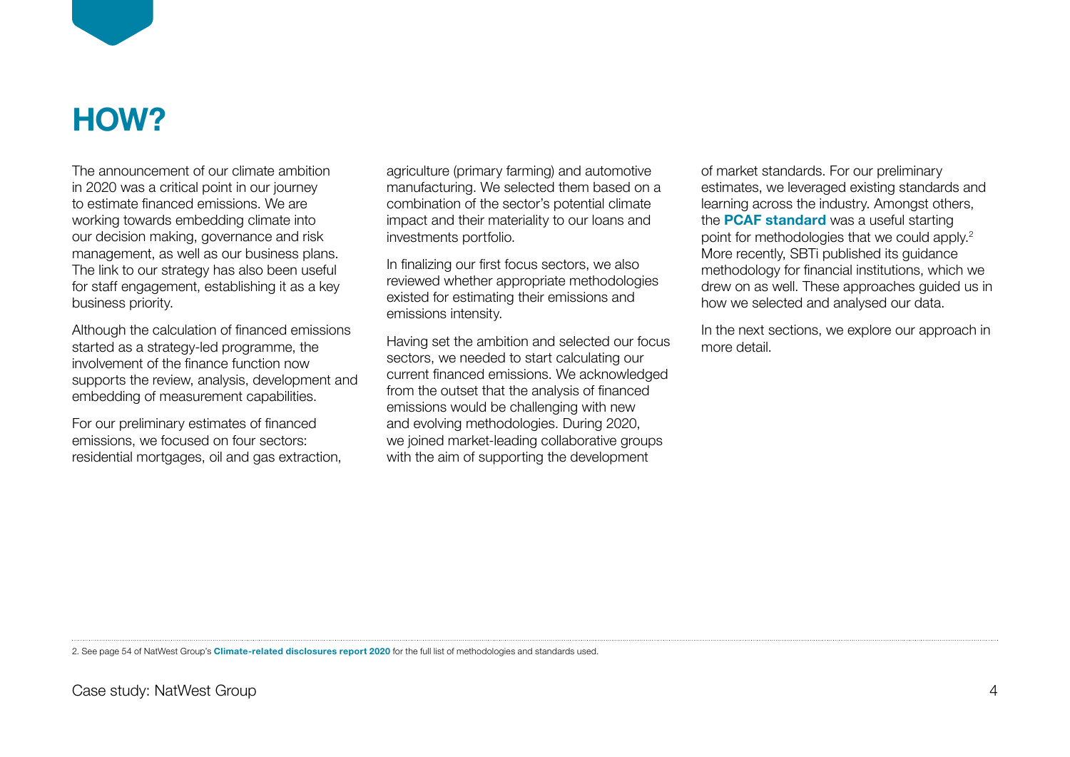# HOW?

The announcement of our climate ambition in 2020 was a critical point in our journey to estimate financed emissions. We are working towards embedding climate into our decision making, governance and risk management, as well as our business plans. The link to our strategy has also been useful for staff engagement, establishing it as a key business priority.

Although the calculation of financed emissions started as a strategy-led programme, the involvement of the finance function now supports the review, analysis, development and embedding of measurement capabilities.

For our preliminary estimates of financed emissions, we focused on four sectors: residential mortgages, oil and gas extraction, agriculture (primary farming) and automotive manufacturing. We selected them based on a combination of the sector's potential climate impact and their materiality to our loans and investments portfolio.

In finalizing our first focus sectors, we also reviewed whether appropriate methodologies existed for estimating their emissions and emissions intensity.

Having set the ambition and selected our focus sectors, we needed to start calculating our current financed emissions. We acknowledged from the outset that the analysis of financed emissions would be challenging with new and evolving methodologies. During 2020, we joined market-leading collaborative groups with the aim of supporting the development of market standards. For our preliminary estimates, we leveraged existing standards and learning across the industry. Amongst others, the **PCAF standard** was a useful starting point for methodologies that we could apply.[2] More recently, SBTi published its guidance methodology for financial institutions, which we drew on as well. These approaches guided us in how we selected and analysed our data.

In the next sections, we explore our approach in more detail.

2. See page 54 of NatWest Group's **Climate-related disclosures report 2020** for the full list of methodologies and standards used.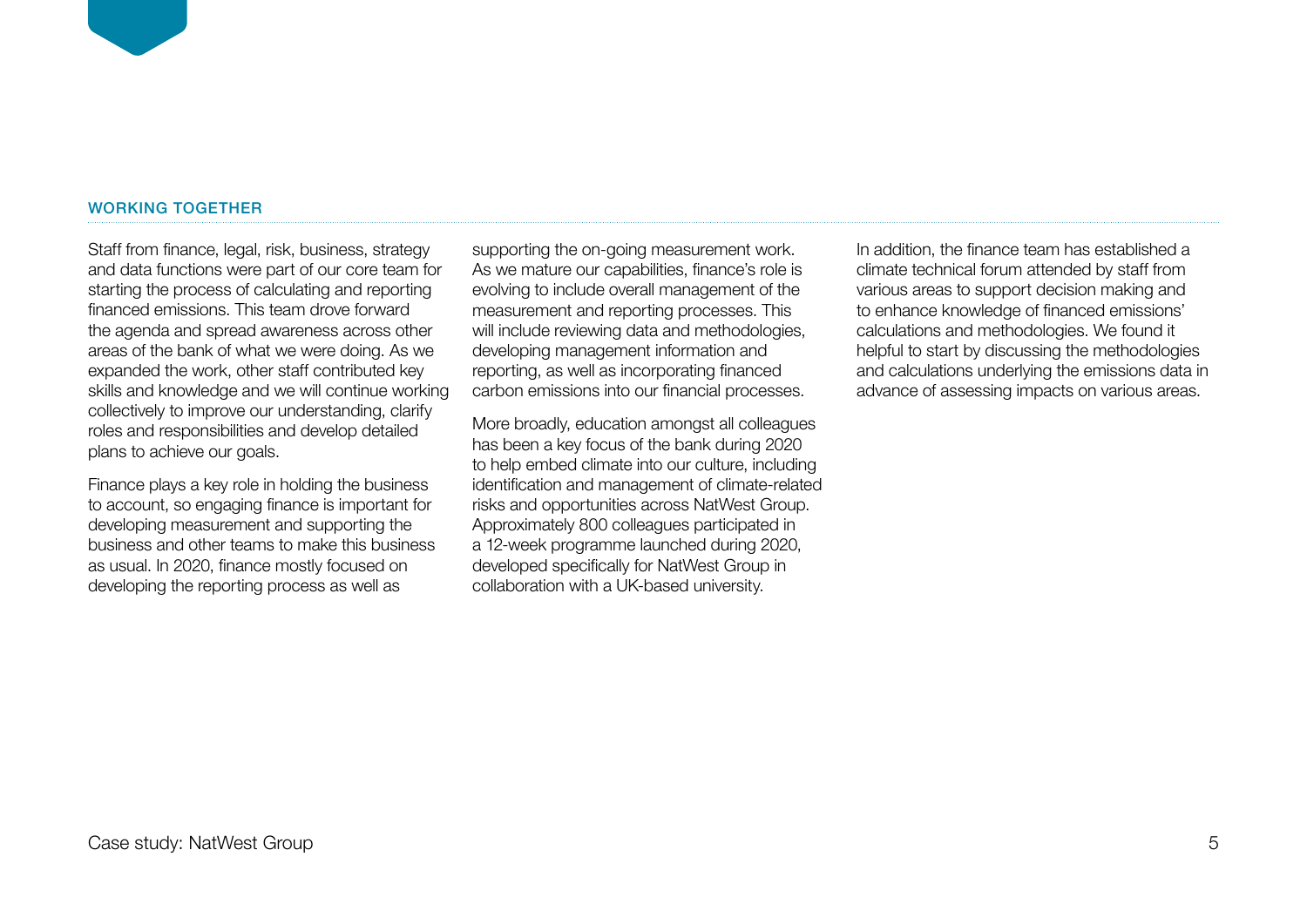## WORKING TOGETHER

Staff from finance, legal, risk, business, strategy and data functions were part of our core team for starting the process of calculating and reporting financed emissions. This team drove forward the agenda and spread awareness across other areas of the bank of what we were doing. As we expanded the work, other staff contributed key skills and knowledge and we will continue working collectively to improve our understanding, clarify roles and responsibilities and develop detailed plans to achieve our goals.

Finance plays a key role in holding the business to account, so engaging finance is important for developing measurement and supporting the business and other teams to make this business as usual. In 2020, finance mostly focused on developing the reporting process as well as supporting the on-going measurement work. As we mature our capabilities, finance's role is evolving to include overall management of the measurement and reporting processes. This will include reviewing data and methodologies, developing management information and reporting, as well as incorporating financed carbon emissions into our financial processes.

More broadly, education amongst all colleagues has been a key focus of the bank during 2020 to help embed climate into our culture, including identification and management of climate-related risks and opportunities across NatWest Group. Approximately 800 colleagues participated in a 12-week programme launched during 2020, developed specifically for NatWest Group in collaboration with a UK-based university.

In addition, the finance team has established a climate technical forum attended by staff from various areas to support decision making and to enhance knowledge of financed emissions' calculations and methodologies. We found it helpful to start by discussing the methodologies and calculations underlying the emissions data in advance of assessing impacts on various areas.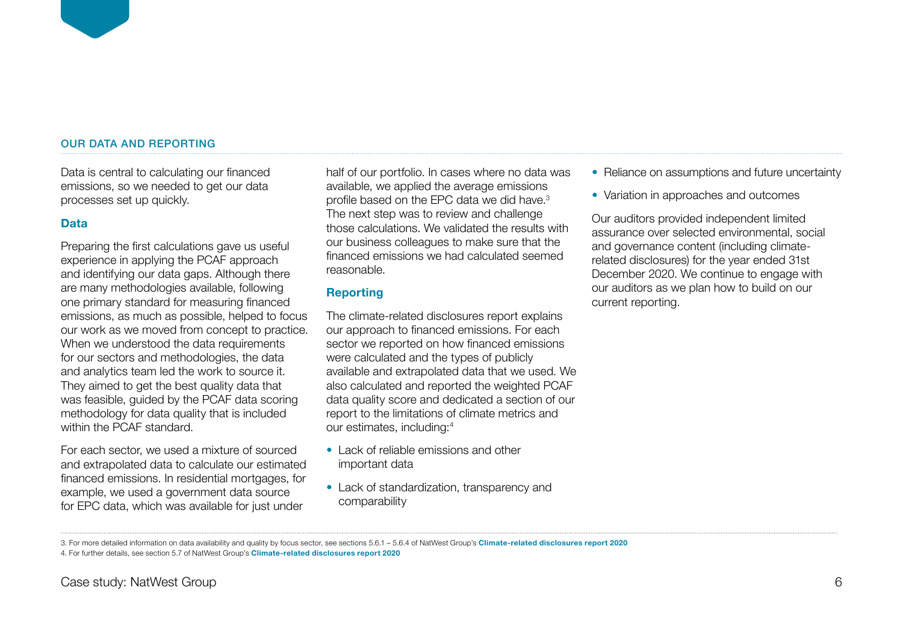## OUR DATA AND REPORTING

Data is central to calculating our financed emissions, so we needed to get our data processes set up quickly.

### Data

Preparing the first calculations gave us useful experience in applying the PCAF approach and identifying our data gaps. Although there are many methodologies available, following one primary standard for measuring financed emissions, as much as possible, helped to focus our work as we moved from concept to practice. When we understood the data requirements for our sectors and methodologies, the data and analytics team led the work to source it. They aimed to get the best quality data that was feasible, guided by the PCAF data scoring methodology for data quality that is included within the PCAF standard.

For each sector, we used a mixture of sourced and extrapolated data to calculate our estimated financed emissions. In residential mortgages, for example, we used a government data source for EPC data, which was available for just under half of our portfolio. In cases where no data was available, we applied the average emissions profile based on the EPC data we did have.[3] The next step was to review and challenge those calculations. We validated the results with our business colleagues to make sure that the financed emissions we had calculated seemed reasonable.

### Reporting

The climate-related disclosures report explains our approach to financed emissions. For each sector we reported on how financed emissions were calculated and the types of publicly available and extrapolated data that we used. We also calculated and reported the weighted PCAF data quality score and dedicated a section of our report to the limitations of climate metrics and our estimates, including:[4]

- Lack of reliable emissions and other important data
- Lack of standardization, transparency and comparability
- Reliance on assumptions and future uncertainty
- Variation in approaches and outcomes

Our auditors provided independent limited assurance over selected environmental, social and governance content (including climate-related disclosures) for the year ended 31st December 2020. We continue to engage with our auditors as we plan how to build on our current reporting.

---

3. For more detailed information on data availability and quality by focus sector, see sections 5.6.1 – 5.6.4 of NatWest Group's **Climate-related disclosures report 2020**

4. For further details, see section 5.7 of NatWest Group's **Climate-related disclosures report 2020**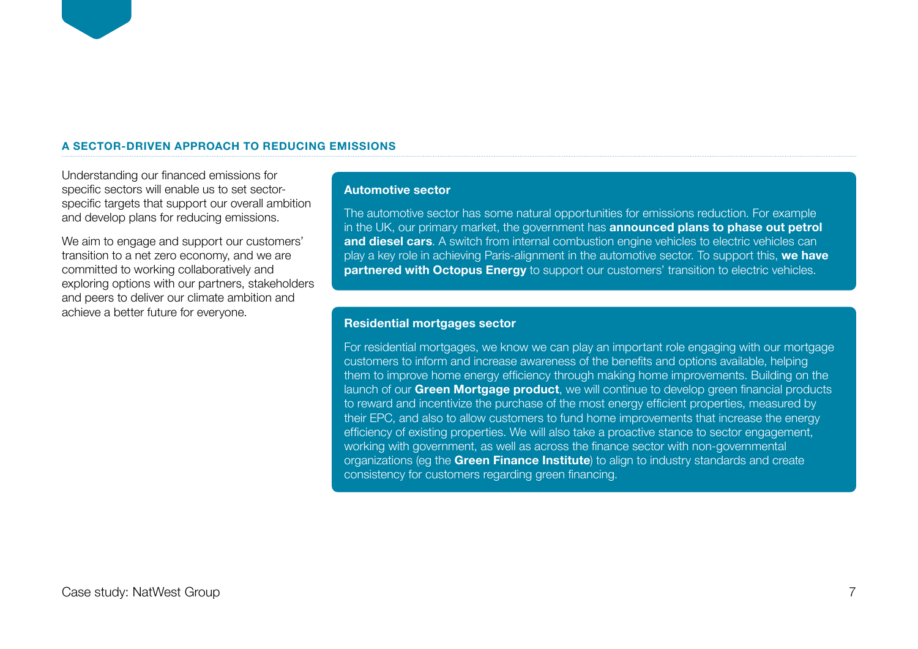## A SECTOR-DRIVEN APPROACH TO REDUCING EMISSIONS

Understanding our financed emissions for specific sectors will enable us to set sector-specific targets that support our overall ambition and develop plans for reducing emissions.

We aim to engage and support our customers' transition to a net zero economy, and we are committed to working collaboratively and exploring options with our partners, stakeholders and peers to deliver our climate ambition and achieve a better future for everyone.

### Automotive sector

The automotive sector has some natural opportunities for emissions reduction. For example in the UK, our primary market, the government has **announced plans to phase out petrol and diesel cars**. A switch from internal combustion engine vehicles to electric vehicles can play a key role in achieving Paris-alignment in the automotive sector. To support this, **we have partnered with Octopus Energy** to support our customers' transition to electric vehicles.

### Residential mortgages sector

For residential mortgages, we know we can play an important role engaging with our mortgage customers to inform and increase awareness of the benefits and options available, helping them to improve home energy efficiency through making home improvements. Building on the launch of our **Green Mortgage product**, we will continue to develop green financial products to reward and incentivize the purchase of the most energy efficient properties, measured by their EPC, and also to allow customers to fund home improvements that increase the energy efficiency of existing properties. We will also take a proactive stance to sector engagement, working with government, as well as across the finance sector with non-governmental organizations (eg the **Green Finance Institute**) to align to industry standards and create consistency for customers regarding green financing.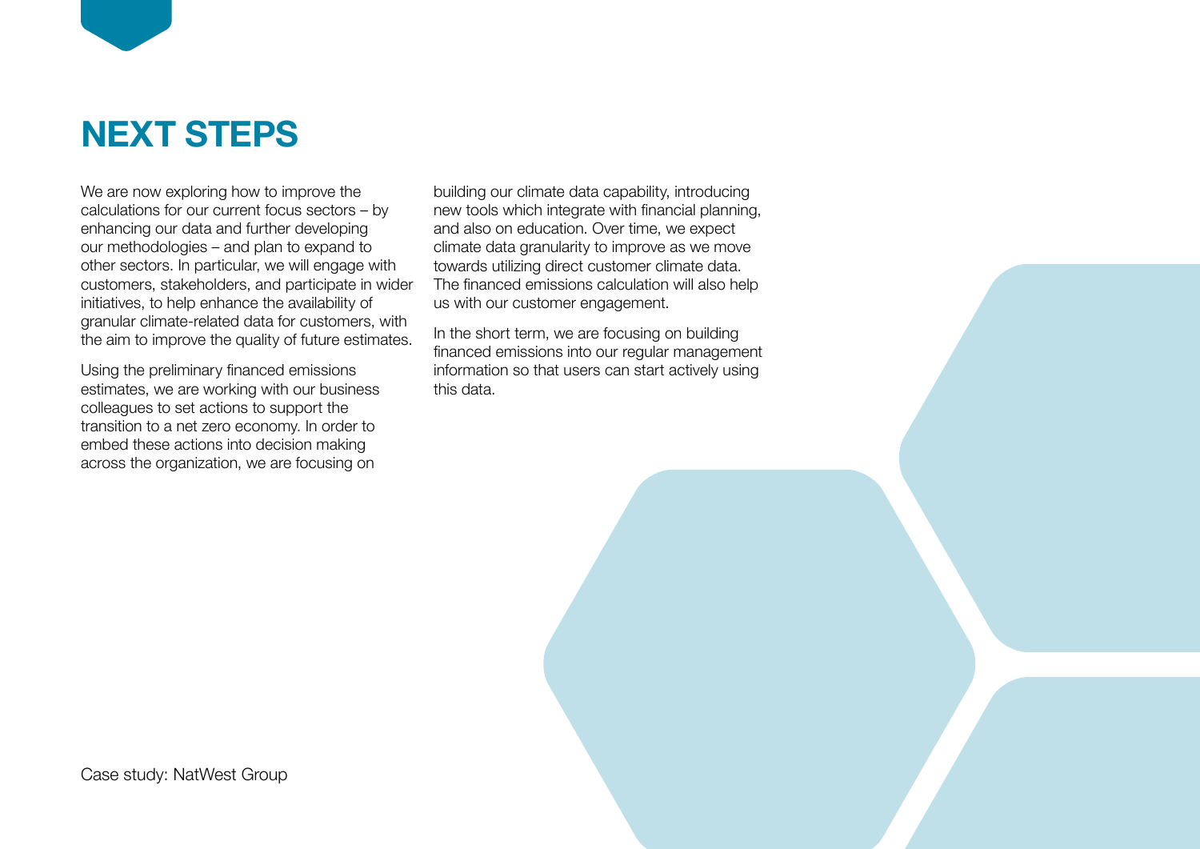# NEXT STEPS

We are now exploring how to improve the calculations for our current focus sectors – by enhancing our data and further developing our methodologies – and plan to expand to other sectors. In particular, we will engage with customers, stakeholders, and participate in wider initiatives, to help enhance the availability of granular climate-related data for customers, with the aim to improve the quality of future estimates.

Using the preliminary financed emissions estimates, we are working with our business colleagues to set actions to support the transition to a net zero economy. In order to embed these actions into decision making across the organization, we are focusing on building our climate data capability, introducing new tools which integrate with financial planning, and also on education. Over time, we expect climate data granularity to improve as we move towards utilizing direct customer climate data. The financed emissions calculation will also help us with our customer engagement.

In the short term, we are focusing on building financed emissions into our regular management information so that users can start actively using this data.

Case study: NatWest Group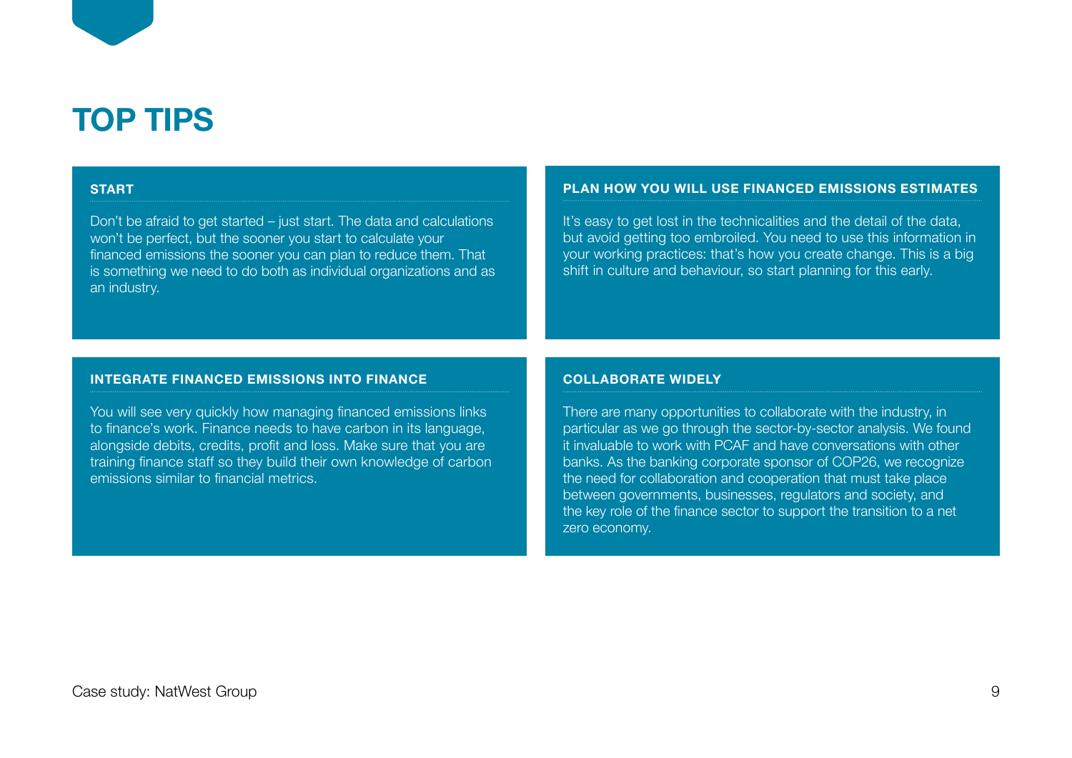# TOP TIPS

### START

Don't be afraid to get started – just start. The data and calculations won't be perfect, but the sooner you start to calculate your financed emissions the sooner you can plan to reduce them. That is something we need to do both as individual organizations and as an industry.

### PLAN HOW YOU WILL USE FINANCED EMISSIONS ESTIMATES

It's easy to get lost in the technicalities and the detail of the data, but avoid getting too embroiled. You need to use this information in your working practices: that's how you create change. This is a big shift in culture and behaviour, so start planning for this early.

### INTEGRATE FINANCED EMISSIONS INTO FINANCE

You will see very quickly how managing financed emissions links to finance's work. Finance needs to have carbon in its language, alongside debits, credits, profit and loss. Make sure that you are training finance staff so they build their own knowledge of carbon emissions similar to financial metrics.

### COLLABORATE WIDELY

There are many opportunities to collaborate with the industry, in particular as we go through the sector-by-sector analysis. We found it invaluable to work with PCAF and have conversations with other banks. As the banking corporate sponsor of COP26, we recognize the need for collaboration and cooperation that must take place between governments, businesses, regulators and society, and the key role of the finance sector to support the transition to a net zero economy.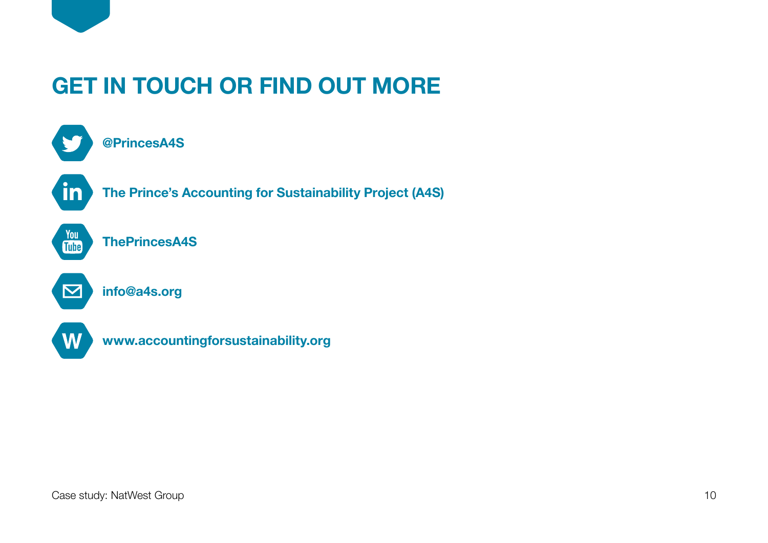# GET IN TOUCH OR FIND OUT MORE

**@PrincesA4S**

**The Prince's Accounting for Sustainability Project (A4S)**

**ThePrincesA4S**

**info@a4s.org**

**www.accountingforsustainability.org**